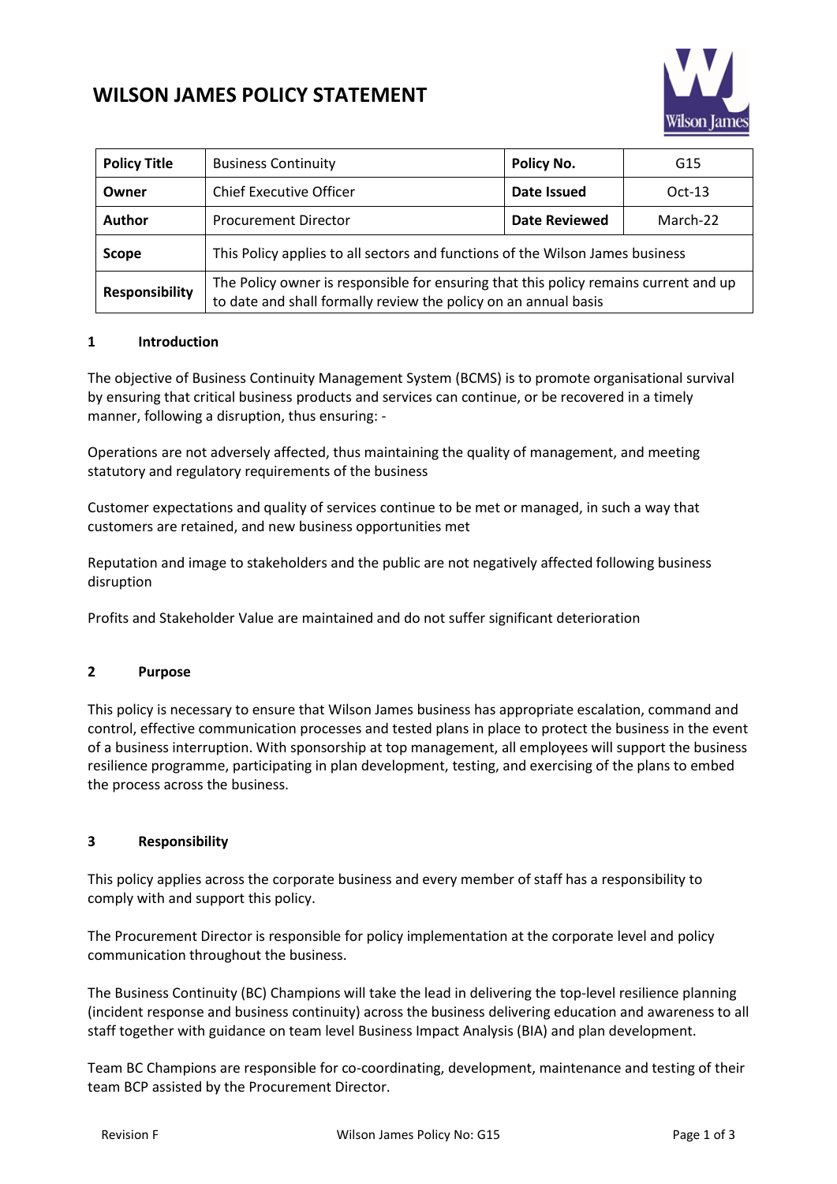# WILSON JAMES POLICY STATEMENT

| **Policy Title** | Business Continuity | **Policy No.** | G15 |
|---|---|---|---|
| **Owner** | Chief Executive Officer | **Date Issued** | Oct-13 |
| **Author** | Procurement Director | **Date Reviewed** | March-22 |
| **Scope** | This Policy applies to all sectors and functions of the Wilson James business | | |
| **Responsibility** | The Policy owner is responsible for ensuring that this policy remains current and up to date and shall formally review the policy on an annual basis | | |

## 1 Introduction

The objective of Business Continuity Management System (BCMS) is to promote organisational survival by ensuring that critical business products and services can continue, or be recovered in a timely manner, following a disruption, thus ensuring: -

Operations are not adversely affected, thus maintaining the quality of management, and meeting statutory and regulatory requirements of the business

Customer expectations and quality of services continue to be met or managed, in such a way that customers are retained, and new business opportunities met

Reputation and image to stakeholders and the public are not negatively affected following business disruption

Profits and Stakeholder Value are maintained and do not suffer significant deterioration

## 2 Purpose

This policy is necessary to ensure that Wilson James business has appropriate escalation, command and control, effective communication processes and tested plans in place to protect the business in the event of a business interruption. With sponsorship at top management, all employees will support the business resilience programme, participating in plan development, testing, and exercising of the plans to embed the process across the business.

## 3 Responsibility

This policy applies across the corporate business and every member of staff has a responsibility to comply with and support this policy.

The Procurement Director is responsible for policy implementation at the corporate level and policy communication throughout the business.

The Business Continuity (BC) Champions will take the lead in delivering the top-level resilience planning (incident response and business continuity) across the business delivering education and awareness to all staff together with guidance on team level Business Impact Analysis (BIA) and plan development.

Team BC Champions are responsible for co-coordinating, development, maintenance and testing of their team BCP assisted by the Procurement Director.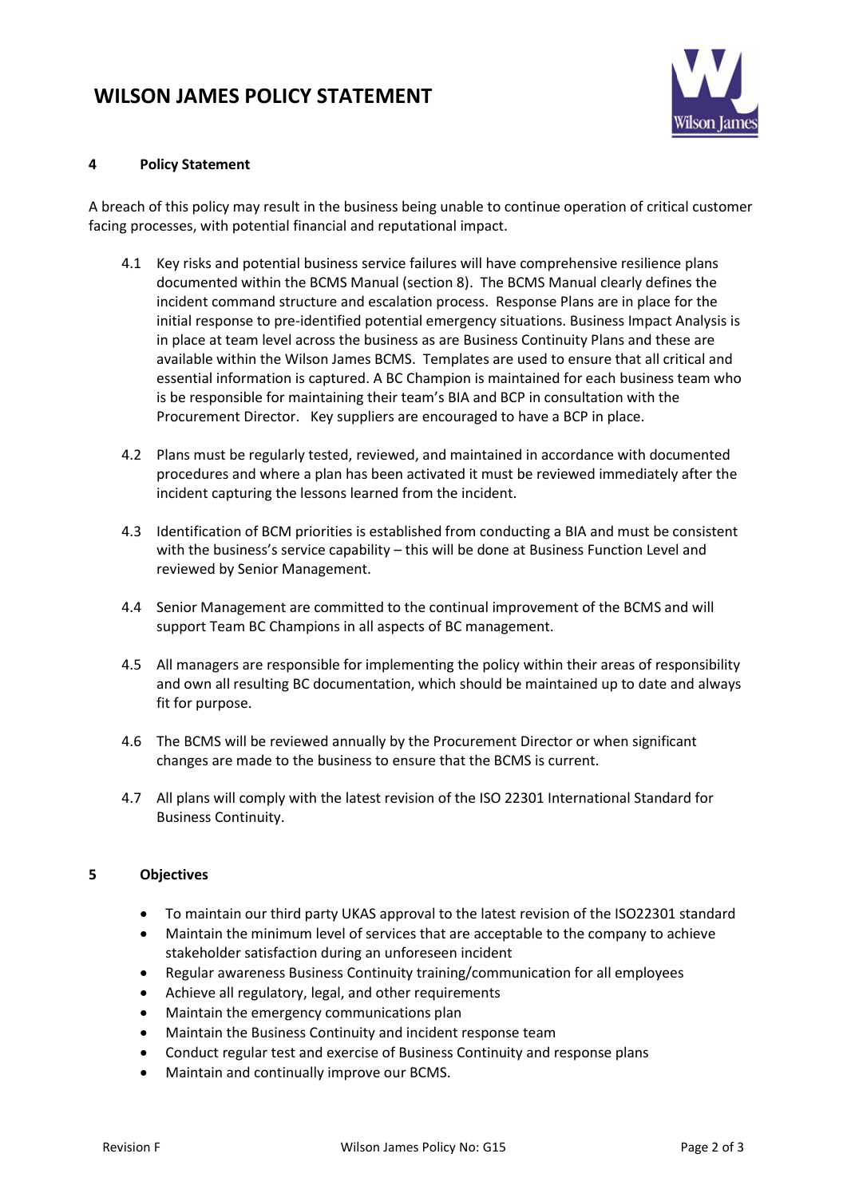## 4 Policy Statement

A breach of this policy may result in the business being unable to continue operation of critical customer facing processes, with potential financial and reputational impact.

4.1 Key risks and potential business service failures will have comprehensive resilience plans documented within the BCMS Manual (section 8). The BCMS Manual clearly defines the incident command structure and escalation process. Response Plans are in place for the initial response to pre-identified potential emergency situations. Business Impact Analysis is in place at team level across the business as are Business Continuity Plans and these are available within the Wilson James BCMS. Templates are used to ensure that all critical and essential information is captured. A BC Champion is maintained for each business team who is be responsible for maintaining their team's BIA and BCP in consultation with the Procurement Director. Key suppliers are encouraged to have a BCP in place.

4.2 Plans must be regularly tested, reviewed, and maintained in accordance with documented procedures and where a plan has been activated it must be reviewed immediately after the incident capturing the lessons learned from the incident.

4.3 Identification of BCM priorities is established from conducting a BIA and must be consistent with the business's service capability – this will be done at Business Function Level and reviewed by Senior Management.

4.4 Senior Management are committed to the continual improvement of the BCMS and will support Team BC Champions in all aspects of BC management.

4.5 All managers are responsible for implementing the policy within their areas of responsibility and own all resulting BC documentation, which should be maintained up to date and always fit for purpose.

4.6 The BCMS will be reviewed annually by the Procurement Director or when significant changes are made to the business to ensure that the BCMS is current.

4.7 All plans will comply with the latest revision of the ISO 22301 International Standard for Business Continuity.

## 5 Objectives

- To maintain our third party UKAS approval to the latest revision of the ISO22301 standard
- Maintain the minimum level of services that are acceptable to the company to achieve stakeholder satisfaction during an unforeseen incident
- Regular awareness Business Continuity training/communication for all employees
- Achieve all regulatory, legal, and other requirements
- Maintain the emergency communications plan
- Maintain the Business Continuity and incident response team
- Conduct regular test and exercise of Business Continuity and response plans
- Maintain and continually improve our BCMS.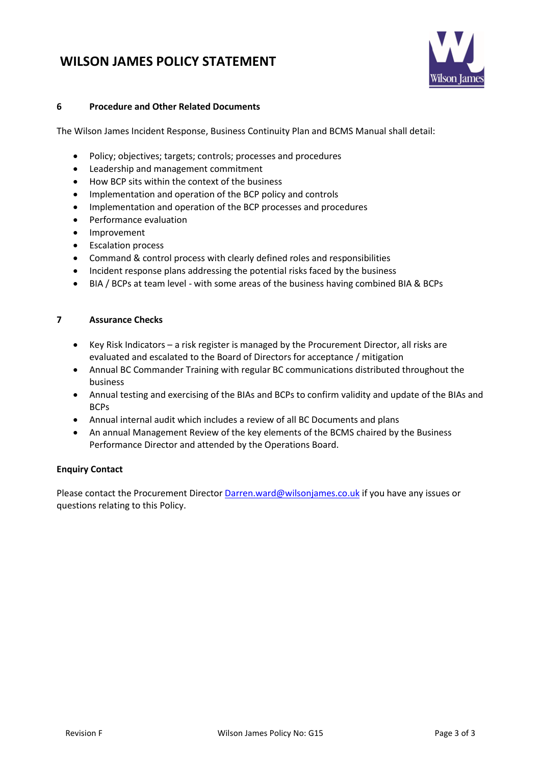## 6 Procedure and Other Related Documents

The Wilson James Incident Response, Business Continuity Plan and BCMS Manual shall detail:

- Policy; objectives; targets; controls; processes and procedures
- Leadership and management commitment
- How BCP sits within the context of the business
- Implementation and operation of the BCP policy and controls
- Implementation and operation of the BCP processes and procedures
- Performance evaluation
- Improvement
- Escalation process
- Command & control process with clearly defined roles and responsibilities
- Incident response plans addressing the potential risks faced by the business
- BIA / BCPs at team level - with some areas of the business having combined BIA & BCPs

## 7 Assurance Checks

- Key Risk Indicators – a risk register is managed by the Procurement Director, all risks are evaluated and escalated to the Board of Directors for acceptance / mitigation
- Annual BC Commander Training with regular BC communications distributed throughout the business
- Annual testing and exercising of the BIAs and BCPs to confirm validity and update of the BIAs and BCPs
- Annual internal audit which includes a review of all BC Documents and plans
- An annual Management Review of the key elements of the BCMS chaired by the Business Performance Director and attended by the Operations Board.

**Enquiry Contact**

Please contact the Procurement Director Darren.ward@wilsonjames.co.uk if you have any issues or questions relating to this Policy.